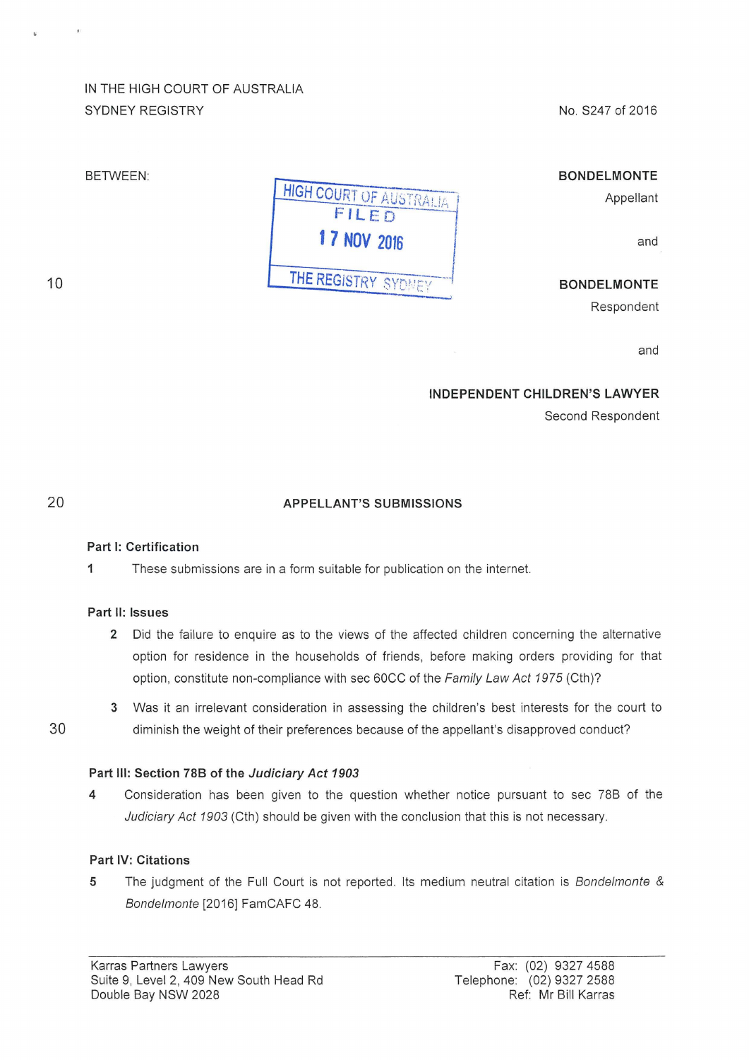IN THE HIGH COURT OF AUSTRALIA
SYDNEY REGISTRY

No. S247 of 2016

BETWEEN:

HIGH COURT OF AUSTRALIA
FILED
17 NOV 2016
THE REGISTRY SYDNEY

**BONDELMONTE**
Appellant

and

**BONDELMONTE**
Respondent

and

**INDEPENDENT CHILDREN'S LAWYER**
Second Respondent

## APPELLANT'S SUBMISSIONS

### Part I: Certification

1 These submissions are in a form suitable for publication on the internet.

### Part II: Issues

2 Did the failure to enquire as to the views of the affected children concerning the alternative option for residence in the households of friends, before making orders providing for that option, constitute non-compliance with sec 60CC of the *Family Law Act 1975* (Cth)?

3 Was it an irrelevant consideration in assessing the children's best interests for the court to diminish the weight of their preferences because of the appellant's disapproved conduct?

### Part III: Section 78B of the *Judiciary Act 1903*

4 Consideration has been given to the question whether notice pursuant to sec 78B of the *Judiciary Act 1903* (Cth) should be given with the conclusion that this is not necessary.

### Part IV: Citations

5 The judgment of the Full Court is not reported. Its medium neutral citation is *Bondelmonte & Bondelmonte* [2016] FamCAFC 48.

Karras Partners Lawyers
Suite 9, Level 2, 409 New South Head Rd
Double Bay NSW 2028

Fax: (02) 9327 4588
Telephone: (02) 9327 2588
Ref: Mr Bill Karras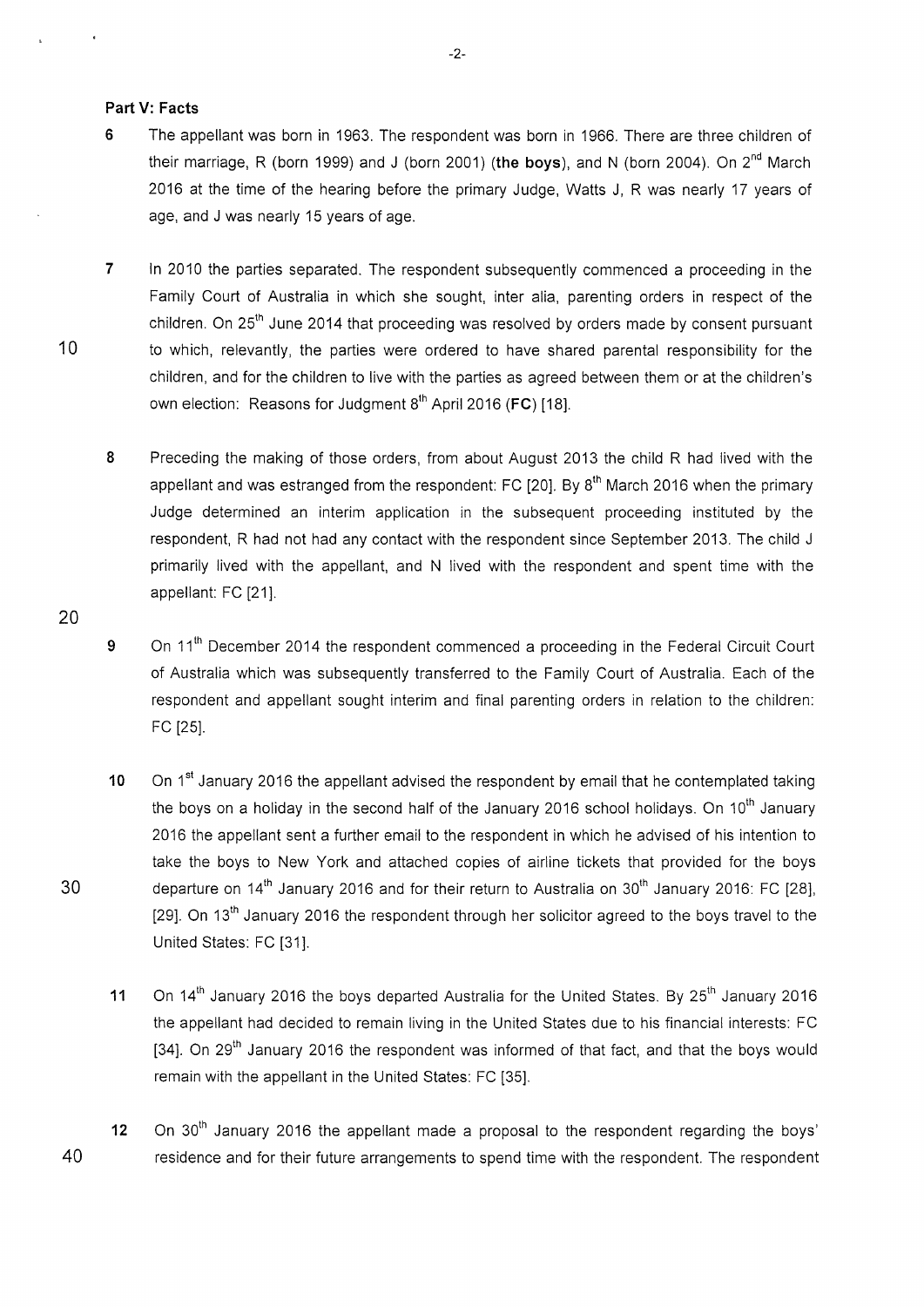**Part V: Facts**

6 The appellant was born in 1963. The respondent was born in 1966. There are three children of their marriage, R (born 1999) and J (born 2001) (**the boys**), and N (born 2004). On 2nd March 2016 at the time of the hearing before the primary Judge, Watts J, R was nearly 17 years of age, and J was nearly 15 years of age.

7 In 2010 the parties separated. The respondent subsequently commenced a proceeding in the Family Court of Australia in which she sought, inter alia, parenting orders in respect of the children. On 25th June 2014 that proceeding was resolved by orders made by consent pursuant to which, relevantly, the parties were ordered to have shared parental responsibility for the children, and for the children to live with the parties as agreed between them or at the children's own election: Reasons for Judgment 8th April 2016 (**FC**) [18].

8 Preceding the making of those orders, from about August 2013 the child R had lived with the appellant and was estranged from the respondent: FC [20]. By 8th March 2016 when the primary Judge determined an interim application in the subsequent proceeding instituted by the respondent, R had not had any contact with the respondent since September 2013. The child J primarily lived with the appellant, and N lived with the respondent and spent time with the appellant: FC [21].

9 On 11th December 2014 the respondent commenced a proceeding in the Federal Circuit Court of Australia which was subsequently transferred to the Family Court of Australia. Each of the respondent and appellant sought interim and final parenting orders in relation to the children: FC [25].

10 On 1st January 2016 the appellant advised the respondent by email that he contemplated taking the boys on a holiday in the second half of the January 2016 school holidays. On 10th January 2016 the appellant sent a further email to the respondent in which he advised of his intention to take the boys to New York and attached copies of airline tickets that provided for the boys departure on 14th January 2016 and for their return to Australia on 30th January 2016: FC [28], [29]. On 13th January 2016 the respondent through her solicitor agreed to the boys travel to the United States: FC [31].

11 On 14th January 2016 the boys departed Australia for the United States. By 25th January 2016 the appellant had decided to remain living in the United States due to his financial interests: FC [34]. On 29th January 2016 the respondent was informed of that fact, and that the boys would remain with the appellant in the United States: FC [35].

12 On 30th January 2016 the appellant made a proposal to the respondent regarding the boys' residence and for their future arrangements to spend time with the respondent. The respondent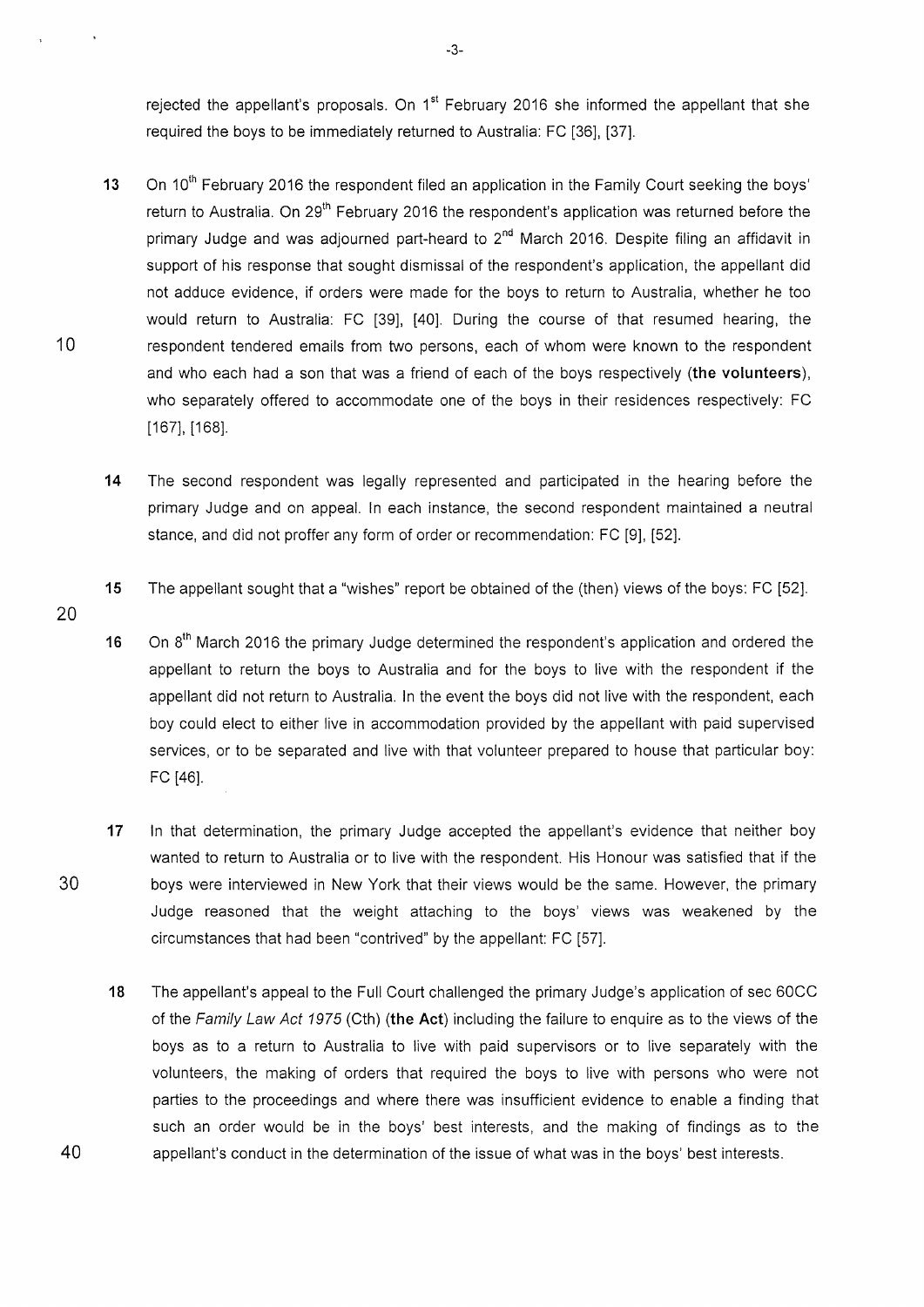rejected the appellant's proposals. On 1st February 2016 she informed the appellant that she required the boys to be immediately returned to Australia: FC [36], [37].

13 On 10th February 2016 the respondent filed an application in the Family Court seeking the boys' return to Australia. On 29th February 2016 the respondent's application was returned before the primary Judge and was adjourned part-heard to 2nd March 2016. Despite filing an affidavit in support of his response that sought dismissal of the respondent's application, the appellant did not adduce evidence, if orders were made for the boys to return to Australia, whether he too would return to Australia: FC [39], [40]. During the course of that resumed hearing, the respondent tendered emails from two persons, each of whom were known to the respondent and who each had a son that was a friend of each of the boys respectively (**the volunteers**), who separately offered to accommodate one of the boys in their residences respectively: FC [167], [168].

14 The second respondent was legally represented and participated in the hearing before the primary Judge and on appeal. In each instance, the second respondent maintained a neutral stance, and did not proffer any form of order or recommendation: FC [9], [52].

15 The appellant sought that a "wishes" report be obtained of the (then) views of the boys: FC [52].

16 On 8th March 2016 the primary Judge determined the respondent's application and ordered the appellant to return the boys to Australia and for the boys to live with the respondent if the appellant did not return to Australia. In the event the boys did not live with the respondent, each boy could elect to either live in accommodation provided by the appellant with paid supervised services, or to be separated and live with that volunteer prepared to house that particular boy: FC [46].

17 In that determination, the primary Judge accepted the appellant's evidence that neither boy wanted to return to Australia or to live with the respondent. His Honour was satisfied that if the boys were interviewed in New York that their views would be the same. However, the primary Judge reasoned that the weight attaching to the boys' views was weakened by the circumstances that had been "contrived" by the appellant: FC [57].

18 The appellant's appeal to the Full Court challenged the primary Judge's application of sec 60CC of the *Family Law Act 1975* (Cth) (**the Act**) including the failure to enquire as to the views of the boys as to a return to Australia to live with paid supervisors or to live separately with the volunteers, the making of orders that required the boys to live with persons who were not parties to the proceedings and where there was insufficient evidence to enable a finding that such an order would be in the boys' best interests, and the making of findings as to the appellant's conduct in the determination of the issue of what was in the boys' best interests.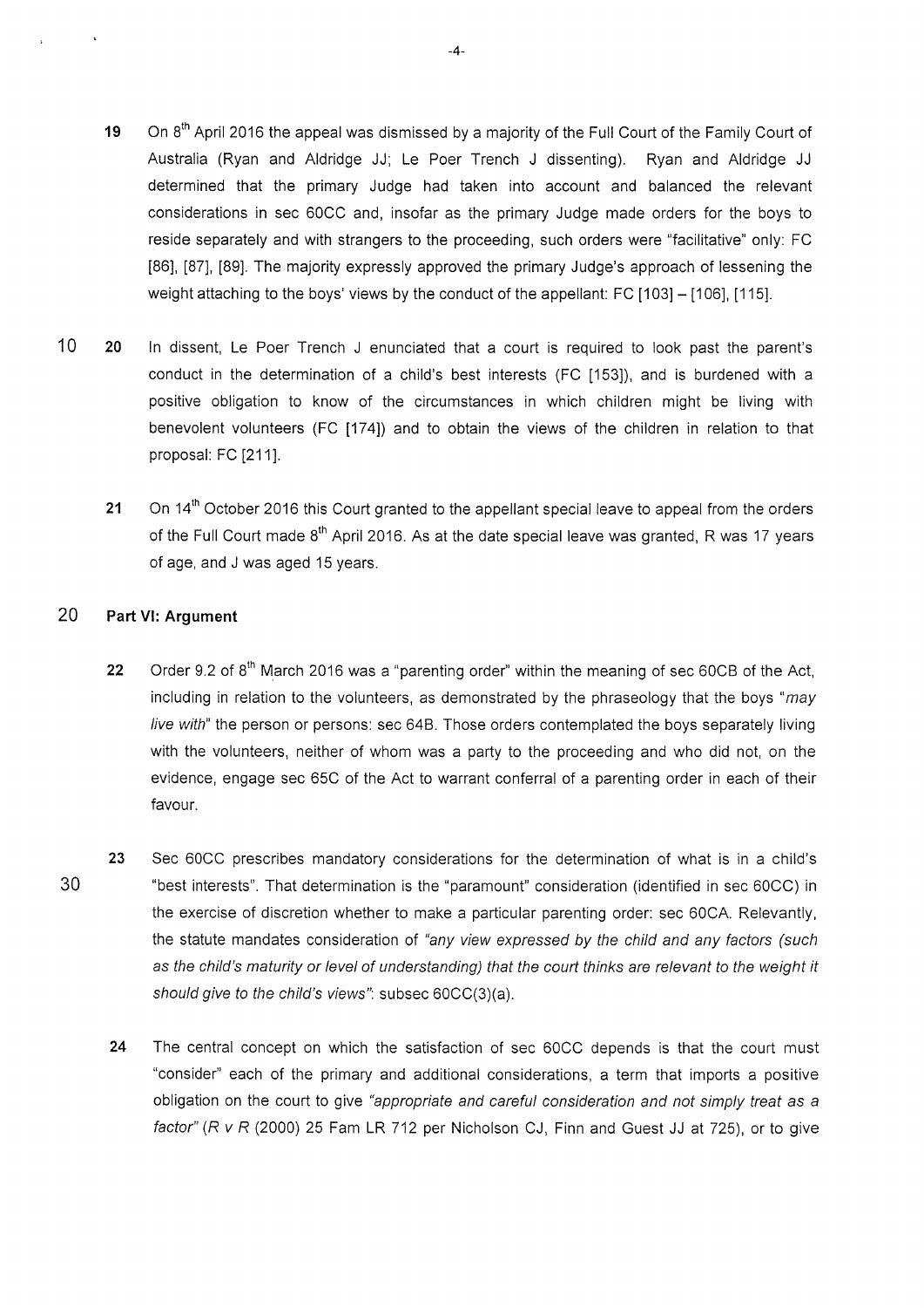**19** On 8th April 2016 the appeal was dismissed by a majority of the Full Court of the Family Court of Australia (Ryan and Aldridge JJ; Le Poer Trench J dissenting). Ryan and Aldridge JJ determined that the primary Judge had taken into account and balanced the relevant considerations in sec 60CC and, insofar as the primary Judge made orders for the boys to reside separately and with strangers to the proceeding, such orders were "facilitative" only: FC [86], [87], [89]. The majority expressly approved the primary Judge's approach of lessening the weight attaching to the boys' views by the conduct of the appellant: FC [103] – [106], [115].

**20** In dissent, Le Poer Trench J enunciated that a court is required to look past the parent's conduct in the determination of a child's best interests (FC [153]), and is burdened with a positive obligation to know of the circumstances in which children might be living with benevolent volunteers (FC [174]) and to obtain the views of the children in relation to that proposal: FC [211].

**21** On 14th October 2016 this Court granted to the appellant special leave to appeal from the orders of the Full Court made 8th April 2016. As at the date special leave was granted, R was 17 years of age, and J was aged 15 years.

## Part VI: Argument

**22** Order 9.2 of 8th March 2016 was a "parenting order" within the meaning of sec 60CB of the Act, including in relation to the volunteers, as demonstrated by the phraseology that the boys "*may live with*" the person or persons: sec 64B. Those orders contemplated the boys separately living with the volunteers, neither of whom was a party to the proceeding and who did not, on the evidence, engage sec 65C of the Act to warrant conferral of a parenting order in each of their favour.

**23** Sec 60CC prescribes mandatory considerations for the determination of what is in a child's "best interests". That determination is the "paramount" consideration (identified in sec 60CC) in the exercise of discretion whether to make a particular parenting order: sec 60CA. Relevantly, the statute mandates consideration of *"any view expressed by the child and any factors (such as the child's maturity or level of understanding) that the court thinks are relevant to the weight it should give to the child's views"*: subsec 60CC(3)(a).

**24** The central concept on which the satisfaction of sec 60CC depends is that the court must "consider" each of the primary and additional considerations, a term that imports a positive obligation on the court to give *"appropriate and careful consideration and not simply treat as a factor"* (*R v R* (2000) 25 Fam LR 712 per Nicholson CJ, Finn and Guest JJ at 725), or to give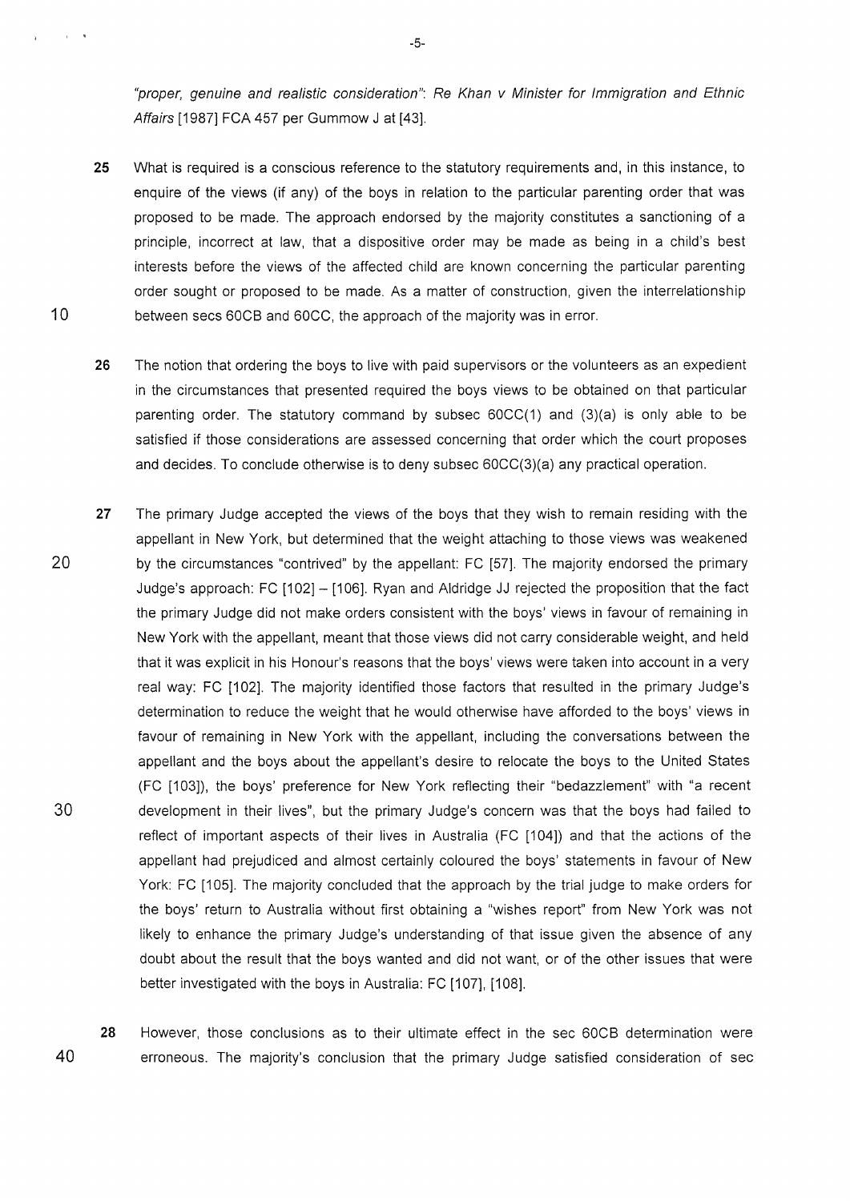"proper, genuine and realistic consideration": *Re Khan v Minister for Immigration and Ethnic Affairs* [1987] FCA 457 per Gummow J at [43].

**25** What is required is a conscious reference to the statutory requirements and, in this instance, to enquire of the views (if any) of the boys in relation to the particular parenting order that was proposed to be made. The approach endorsed by the majority constitutes a sanctioning of a principle, incorrect at law, that a dispositive order may be made as being in a child's best interests before the views of the affected child are known concerning the particular parenting order sought or proposed to be made. As a matter of construction, given the interrelationship between secs 60CB and 60CC, the approach of the majority was in error.

**26** The notion that ordering the boys to live with paid supervisors or the volunteers as an expedient in the circumstances that presented required the boys views to be obtained on that particular parenting order. The statutory command by subsec 60CC(1) and (3)(a) is only able to be satisfied if those considerations are assessed concerning that order which the court proposes and decides. To conclude otherwise is to deny subsec 60CC(3)(a) any practical operation.

**27** The primary Judge accepted the views of the boys that they wish to remain residing with the appellant in New York, but determined that the weight attaching to those views was weakened by the circumstances "contrived" by the appellant: FC [57]. The majority endorsed the primary Judge's approach: FC [102] – [106]. Ryan and Aldridge JJ rejected the proposition that the fact the primary Judge did not make orders consistent with the boys' views in favour of remaining in New York with the appellant, meant that those views did not carry considerable weight, and held that it was explicit in his Honour's reasons that the boys' views were taken into account in a very real way: FC [102]. The majority identified those factors that resulted in the primary Judge's determination to reduce the weight that he would otherwise have afforded to the boys' views in favour of remaining in New York with the appellant, including the conversations between the appellant and the boys about the appellant's desire to relocate the boys to the United States (FC [103]), the boys' preference for New York reflecting their "bedazzlement" with "a recent development in their lives", but the primary Judge's concern was that the boys had failed to reflect of important aspects of their lives in Australia (FC [104]) and that the actions of the appellant had prejudiced and almost certainly coloured the boys' statements in favour of New York: FC [105]. The majority concluded that the approach by the trial judge to make orders for the boys' return to Australia without first obtaining a "wishes report" from New York was not likely to enhance the primary Judge's understanding of that issue given the absence of any doubt about the result that the boys wanted and did not want, or of the other issues that were better investigated with the boys in Australia: FC [107], [108].

**28** However, those conclusions as to their ultimate effect in the sec 60CB determination were erroneous. The majority's conclusion that the primary Judge satisfied consideration of sec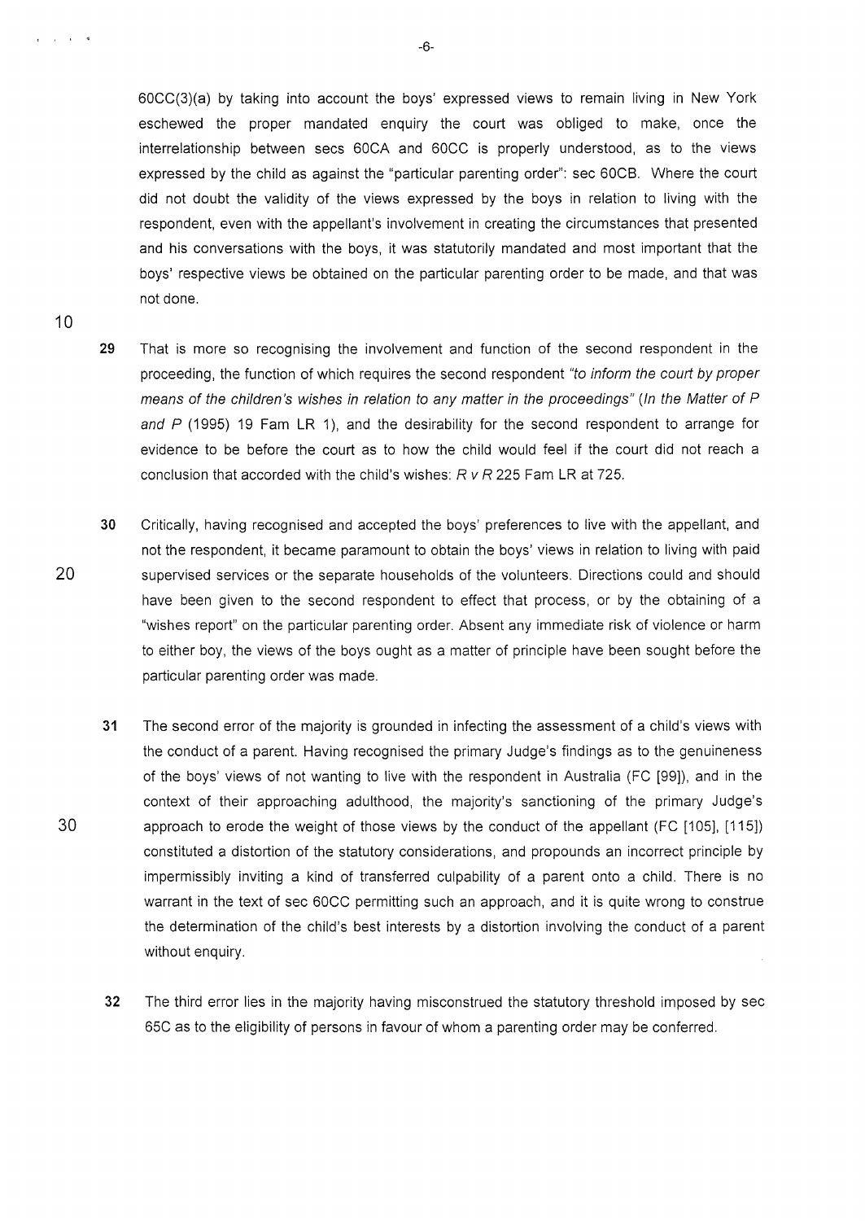60CC(3)(a) by taking into account the boys' expressed views to remain living in New York eschewed the proper mandated enquiry the court was obliged to make, once the interrelationship between secs 60CA and 60CC is properly understood, as to the views expressed by the child as against the "particular parenting order": sec 60CB. Where the court did not doubt the validity of the views expressed by the boys in relation to living with the respondent, even with the appellant's involvement in creating the circumstances that presented and his conversations with the boys, it was statutorily mandated and most important that the boys' respective views be obtained on the particular parenting order to be made, and that was not done.

**29** That is more so recognising the involvement and function of the second respondent in the proceeding, the function of which requires the second respondent *"to inform the court by proper means of the children's wishes in relation to any matter in the proceedings"* (*In the Matter of P and P* (1995) 19 Fam LR 1), and the desirability for the second respondent to arrange for evidence to be before the court as to how the child would feel if the court did not reach a conclusion that accorded with the child's wishes: *R v R* 225 Fam LR at 725.

**30** Critically, having recognised and accepted the boys' preferences to live with the appellant, and not the respondent, it became paramount to obtain the boys' views in relation to living with paid supervised services or the separate households of the volunteers. Directions could and should have been given to the second respondent to effect that process, or by the obtaining of a "wishes report" on the particular parenting order. Absent any immediate risk of violence or harm to either boy, the views of the boys ought as a matter of principle have been sought before the particular parenting order was made.

**31** The second error of the majority is grounded in infecting the assessment of a child's views with the conduct of a parent. Having recognised the primary Judge's findings as to the genuineness of the boys' views of not wanting to live with the respondent in Australia (FC [99]), and in the context of their approaching adulthood, the majority's sanctioning of the primary Judge's approach to erode the weight of those views by the conduct of the appellant (FC [105], [115]) constituted a distortion of the statutory considerations, and propounds an incorrect principle by impermissibly inviting a kind of transferred culpability of a parent onto a child. There is no warrant in the text of sec 60CC permitting such an approach, and it is quite wrong to construe the determination of the child's best interests by a distortion involving the conduct of a parent without enquiry.

**32** The third error lies in the majority having misconstrued the statutory threshold imposed by sec 65C as to the eligibility of persons in favour of whom a parenting order may be conferred.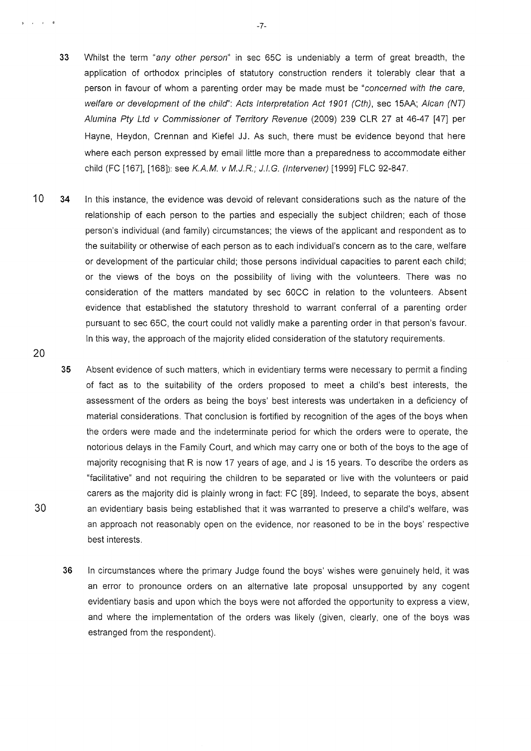33 Whilst the term "*any other person*" in sec 65C is undeniably a term of great breadth, the application of orthodox principles of statutory construction renders it tolerably clear that a person in favour of whom a parenting order may be made must be "*concerned with the care, welfare or development of the child*": *Acts Interpretation Act 1901 (Cth)*, sec 15AA; *Alcan (NT) Alumina Pty Ltd v Commissioner of Territory Revenue* (2009) 239 CLR 27 at 46-47 [47] per Hayne, Heydon, Crennan and Kiefel JJ. As such, there must be evidence beyond that here where each person expressed by email little more than a preparedness to accommodate either child (FC [167], [168]): see *K.A.M. v M.J.R.; J.I.G. (Intervener)* [1999] FLC 92-847.

34 In this instance, the evidence was devoid of relevant considerations such as the nature of the relationship of each person to the parties and especially the subject children; each of those person's individual (and family) circumstances; the views of the applicant and respondent as to the suitability or otherwise of each person as to each individual's concern as to the care, welfare or development of the particular child; those persons individual capacities to parent each child; or the views of the boys on the possibility of living with the volunteers. There was no consideration of the matters mandated by sec 60CC in relation to the volunteers. Absent evidence that established the statutory threshold to warrant conferral of a parenting order pursuant to sec 65C, the court could not validly make a parenting order in that person's favour. In this way, the approach of the majority elided consideration of the statutory requirements.

35 Absent evidence of such matters, which in evidentiary terms were necessary to permit a finding of fact as to the suitability of the orders proposed to meet a child's best interests, the assessment of the orders as being the boys' best interests was undertaken in a deficiency of material considerations. That conclusion is fortified by recognition of the ages of the boys when the orders were made and the indeterminate period for which the orders were to operate, the notorious delays in the Family Court, and which may carry one or both of the boys to the age of majority recognising that R is now 17 years of age, and J is 15 years. To describe the orders as "facilitative" and not requiring the children to be separated or live with the volunteers or paid carers as the majority did is plainly wrong in fact: FC [89]. Indeed, to separate the boys, absent an evidentiary basis being established that it was warranted to preserve a child's welfare, was an approach not reasonably open on the evidence, nor reasoned to be in the boys' respective best interests.

36 In circumstances where the primary Judge found the boys' wishes were genuinely held, it was an error to pronounce orders on an alternative late proposal unsupported by any cogent evidentiary basis and upon which the boys were not afforded the opportunity to express a view, and where the implementation of the orders was likely (given, clearly, one of the boys was estranged from the respondent).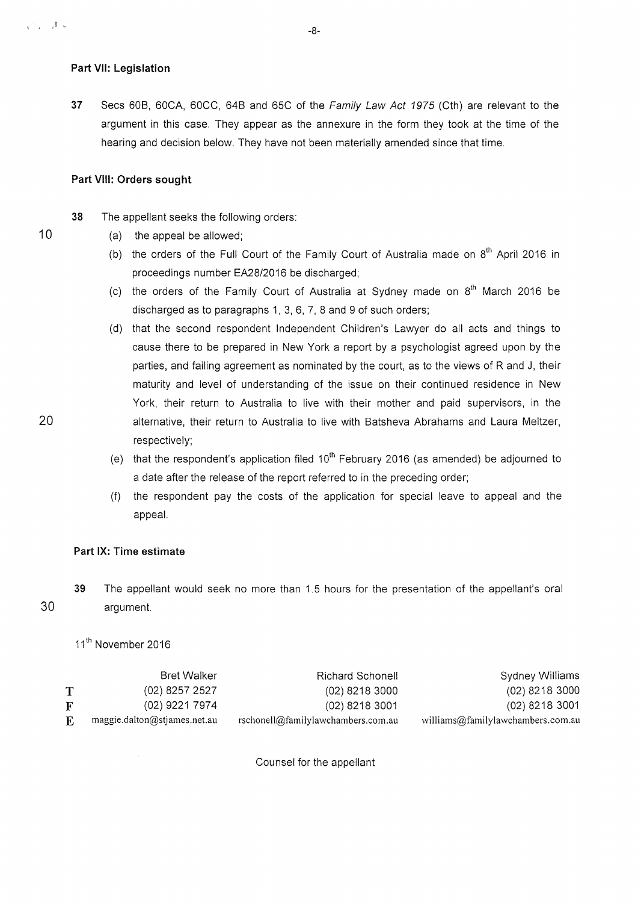### Part VII: Legislation

37 Secs 60B, 60CA, 60CC, 64B and 65C of the *Family Law Act 1975* (Cth) are relevant to the argument in this case. They appear as the annexure in the form they took at the time of the hearing and decision below. They have not been materially amended since that time.

### Part VIII: Orders sought

38 The appellant seeks the following orders:

(a) the appeal be allowed;

(b) the orders of the Full Court of the Family Court of Australia made on 8th April 2016 in proceedings number EA28/2016 be discharged;

(c) the orders of the Family Court of Australia at Sydney made on 8th March 2016 be discharged as to paragraphs 1, 3, 6, 7, 8 and 9 of such orders;

(d) that the second respondent Independent Children's Lawyer do all acts and things to cause there to be prepared in New York a report by a psychologist agreed upon by the parties, and failing agreement as nominated by the court, as to the views of R and J, their maturity and level of understanding of the issue on their continued residence in New York, their return to Australia to live with their mother and paid supervisors, in the alternative, their return to Australia to live with Batsheva Abrahams and Laura Meltzer, respectively;

(e) that the respondent's application filed 10th February 2016 (as amended) be adjourned to a date after the release of the report referred to in the preceding order;

(f) the respondent pay the costs of the application for special leave to appeal and the appeal.

### Part IX: Time estimate

39 The appellant would seek no more than 1.5 hours for the presentation of the appellant's oral argument.

11th November 2016

| | Bret Walker | Richard Schonell | Sydney Williams |
|---|---|---|---|
| T | (02) 8257 2527 | (02) 8218 3000 | (02) 8218 3000 |
| F | (02) 9221 7974 | (02) 8218 3001 | (02) 8218 3001 |
| E | maggie.dalton@stjames.net.au | rschonell@familylawchambers.com.au | williams@familylawchambers.com.au |

Counsel for the appellant